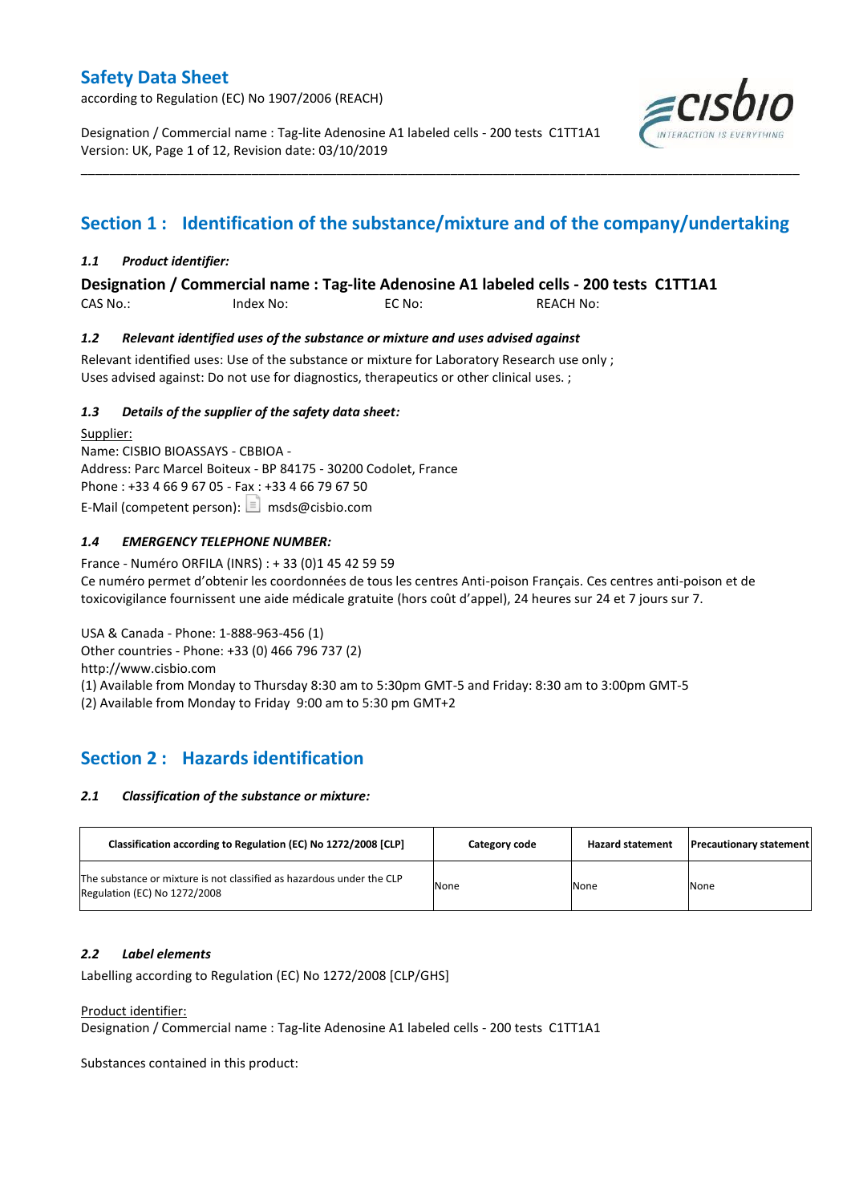# Safety Data Sheet

according to Regulation (EC) No 1907/2006 (REACH)

Designation / Commercial name : Tag-lite Adenosine A1 labeled cells - 200 tests C1TT1A1
Version: UK, Page 1 of 12, Revision date: 03/10/2019

## Section 1 : Identification of the substance/mixture and of the company/undertaking

### *1.1 Product identifier:*

**Designation / Commercial name : Tag-lite Adenosine A1 labeled cells - 200 tests C1TT1A1**

CAS No.: Index No: EC No: REACH No:

### *1.2 Relevant identified uses of the substance or mixture and uses advised against*

Relevant identified uses: Use of the substance or mixture for Laboratory Research use only ;
Uses advised against: Do not use for diagnostics, therapeutics or other clinical uses. ;

### *1.3 Details of the supplier of the safety data sheet:*

Supplier:
Name: CISBIO BIOASSAYS - CBBIOA -
Address: Parc Marcel Boiteux - BP 84175 - 30200 Codolet, France
Phone : +33 4 66 9 67 05 - Fax : +33 4 66 79 67 50
E-Mail (competent person): msds@cisbio.com

### *1.4 EMERGENCY TELEPHONE NUMBER:*

France - Numéro ORFILA (INRS) : + 33 (0)1 45 42 59 59
Ce numéro permet d'obtenir les coordonnées de tous les centres Anti-poison Français. Ces centres anti-poison et de toxicovigilance fournissent une aide médicale gratuite (hors coût d'appel), 24 heures sur 24 et 7 jours sur 7.

USA & Canada - Phone: 1-888-963-456 (1)
Other countries - Phone: +33 (0) 466 796 737 (2)
http://www.cisbio.com
(1) Available from Monday to Thursday 8:30 am to 5:30pm GMT-5 and Friday: 8:30 am to 3:00pm GMT-5
(2) Available from Monday to Friday 9:00 am to 5:30 pm GMT+2

## Section 2 : Hazards identification

### *2.1 Classification of the substance or mixture:*

| Classification according to Regulation (EC) No 1272/2008 [CLP] | Category code | Hazard statement | Precautionary statement |
|---|---|---|---|
| The substance or mixture is not classified as hazardous under the CLP Regulation (EC) No 1272/2008 | None | None | None |

### *2.2 Label elements*

Labelling according to Regulation (EC) No 1272/2008 [CLP/GHS]

Product identifier:
Designation / Commercial name : Tag-lite Adenosine A1 labeled cells - 200 tests C1TT1A1

Substances contained in this product: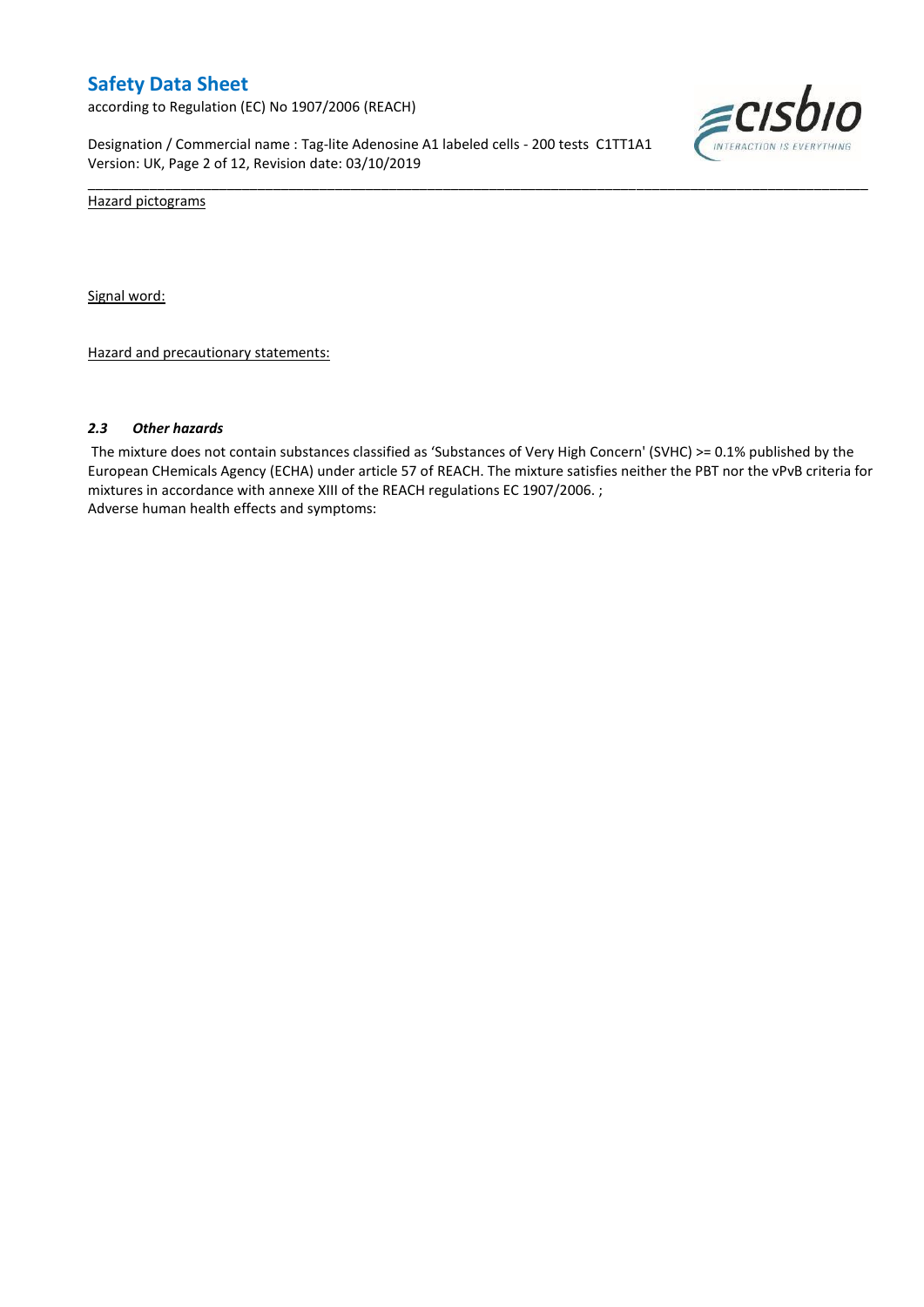Hazard pictograms

Signal word:

Hazard and precautionary statements:

### *2.3 Other hazards*

The mixture does not contain substances classified as 'Substances of Very High Concern' (SVHC) >= 0.1% published by the European CHemicals Agency (ECHA) under article 57 of REACH. The mixture satisfies neither the PBT nor the vPvB criteria for mixtures in accordance with annexe XIII of the REACH regulations EC 1907/2006. ;
Adverse human health effects and symptoms: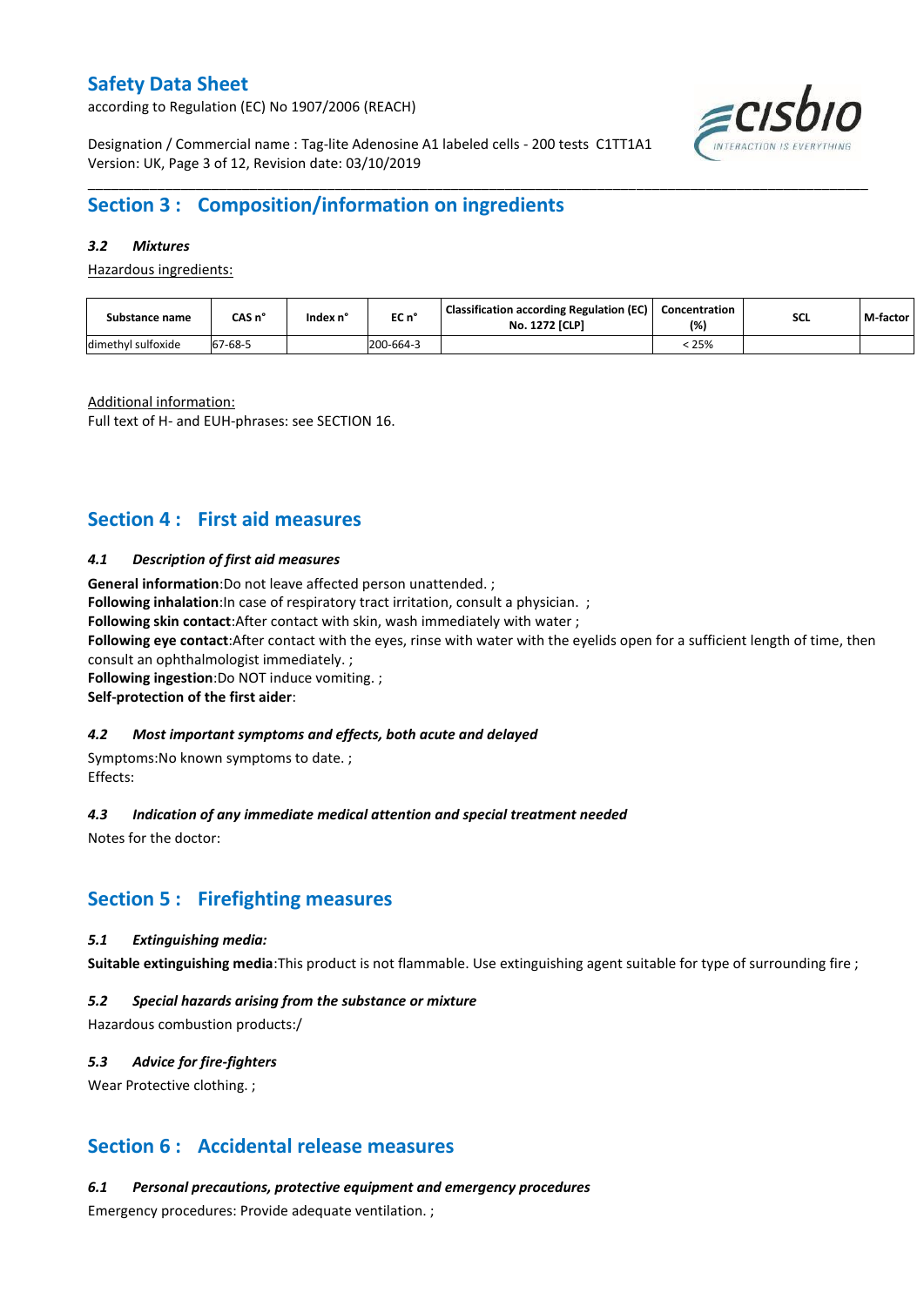## Section 3 : Composition/information on ingredients

### *3.2 Mixtures*

Hazardous ingredients:

| Substance name | CAS n° | Index n° | EC n° | Classification according Regulation (EC) No. 1272 [CLP] | Concentration (%) | SCL | M-factor |
|---|---|---|---|---|---|---|---|
| dimethyl sulfoxide | 67-68-5 | | 200-664-3 | | < 25% | | |

Additional information:

Full text of H- and EUH-phrases: see SECTION 16.

## Section 4 : First aid measures

### *4.1 Description of first aid measures*

**General information**:Do not leave affected person unattended. ;
**Following inhalation**:In case of respiratory tract irritation, consult a physician. ;
**Following skin contact**:After contact with skin, wash immediately with water ;
**Following eye contact**:After contact with the eyes, rinse with water with the eyelids open for a sufficient length of time, then consult an ophthalmologist immediately. ;
**Following ingestion**:Do NOT induce vomiting. ;
**Self-protection of the first aider**:

### *4.2 Most important symptoms and effects, both acute and delayed*

Symptoms:No known symptoms to date. ;
Effects:

### *4.3 Indication of any immediate medical attention and special treatment needed*

Notes for the doctor:

## Section 5 : Firefighting measures

### *5.1 Extinguishing media:*

**Suitable extinguishing media**:This product is not flammable. Use extinguishing agent suitable for type of surrounding fire ;

### *5.2 Special hazards arising from the substance or mixture*

Hazardous combustion products:/

### *5.3 Advice for fire-fighters*

Wear Protective clothing. ;

## Section 6 : Accidental release measures

### *6.1 Personal precautions, protective equipment and emergency procedures*

Emergency procedures: Provide adequate ventilation. ;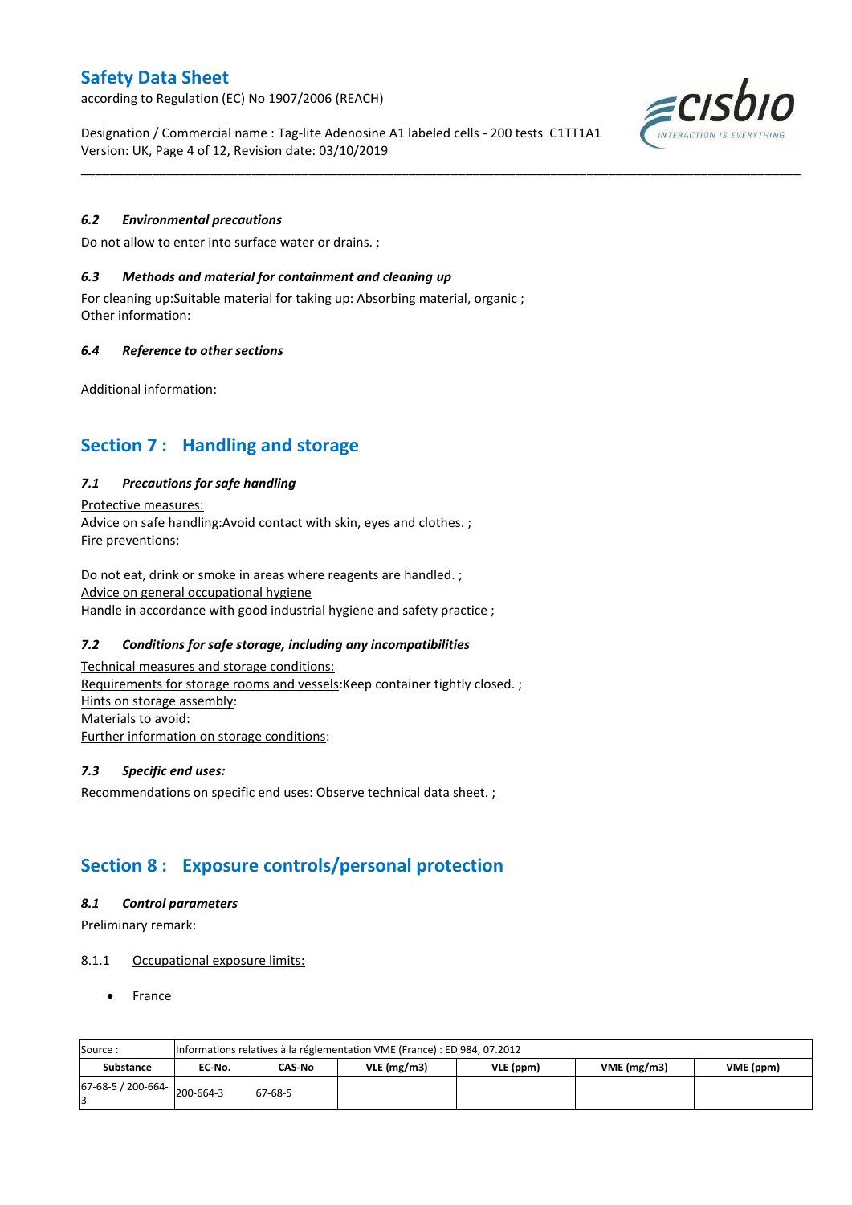### *6.2 Environmental precautions*

Do not allow to enter into surface water or drains. ;

### *6.3 Methods and material for containment and cleaning up*

For cleaning up:Suitable material for taking up: Absorbing material, organic ;
Other information:

### *6.4 Reference to other sections*

Additional information:

## Section 7 : Handling and storage

### *7.1 Precautions for safe handling*

Protective measures:
Advice on safe handling:Avoid contact with skin, eyes and clothes. ;
Fire preventions:

Do not eat, drink or smoke in areas where reagents are handled. ;
Advice on general occupational hygiene
Handle in accordance with good industrial hygiene and safety practice ;

### *7.2 Conditions for safe storage, including any incompatibilities*

Technical measures and storage conditions:
Requirements for storage rooms and vessels:Keep container tightly closed. ;
Hints on storage assembly:
Materials to avoid:
Further information on storage conditions:

### *7.3 Specific end uses:*

Recommendations on specific end uses: Observe technical data sheet. ;

## Section 8 : Exposure controls/personal protection

### *8.1 Control parameters*

Preliminary remark:

8.1.1 Occupational exposure limits:

- France

| Source : | Informations relatives à la réglementation VME (France) : ED 984, 07.2012 | | | | | |
|---|---|---|---|---|---|---|
| **Substance** | **EC-No.** | **CAS-No** | **VLE (mg/m3)** | **VLE (ppm)** | **VME (mg/m3)** | **VME (ppm)** |
| 67-68-5 / 200-664-3 | 200-664-3 | 67-68-5 | | | | |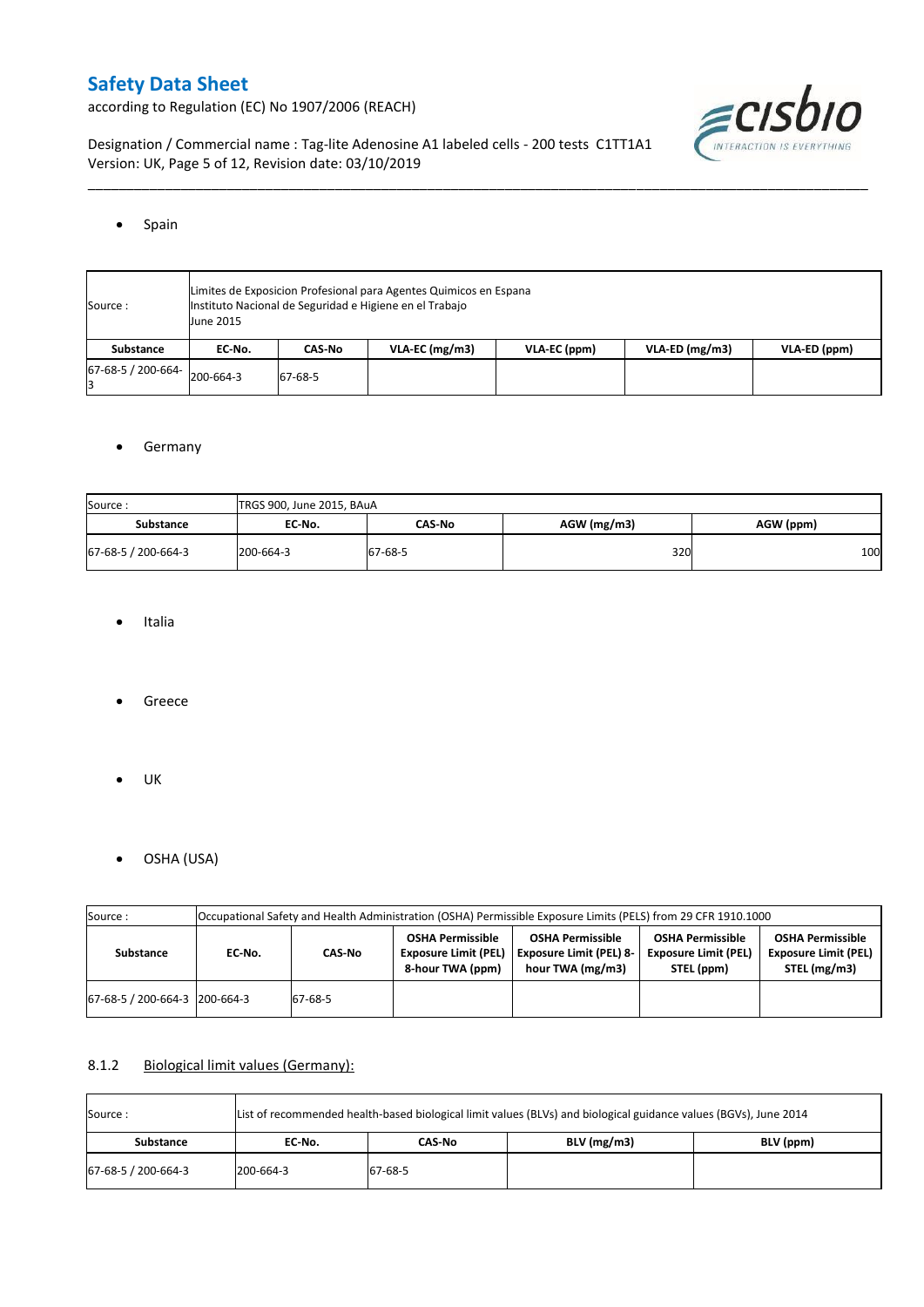- Spain

| Source : | Limites de Exposicion Profesional para Agentes Quimicos en Espana<br>Instituto Nacional de Seguridad e Higiene en el Trabajo<br>June 2015 | | | | | |
|---|---|---|---|---|---|---|
| **Substance** | **EC-No.** | **CAS-No** | **VLA-EC (mg/m3)** | **VLA-EC (ppm)** | **VLA-ED (mg/m3)** | **VLA-ED (ppm)** |
| 67-68-5 / 200-664-3 | 200-664-3 | 67-68-5 | | | | |

- Germany

| Source : | TRGS 900, June 2015, BAuA | | | |
|---|---|---|---|---|
| **Substance** | **EC-No.** | **CAS-No** | **AGW (mg/m3)** | **AGW (ppm)** |
| 67-68-5 / 200-664-3 | 200-664-3 | 67-68-5 | 320 | 100 |

- Italia

- Greece

- UK

- OSHA (USA)

| Source : | Occupational Safety and Health Administration (OSHA) Permissible Exposure Limits (PELS) from 29 CFR 1910.1000 | | | | | |
|---|---|---|---|---|---|---|
| **Substance** | **EC-No.** | **CAS-No** | **OSHA Permissible Exposure Limit (PEL) 8-hour TWA (ppm)** | **OSHA Permissible Exposure Limit (PEL) 8-hour TWA (mg/m3)** | **OSHA Permissible Exposure Limit (PEL) STEL (ppm)** | **OSHA Permissible Exposure Limit (PEL) STEL (mg/m3)** |
| 67-68-5 / 200-664-3 | 200-664-3 | 67-68-5 | | | | |

### 8.1.2 Biological limit values (Germany):

| Source : | List of recommended health-based biological limit values (BLVs) and biological guidance values (BGVs), June 2014 | | | |
|---|---|---|---|---|
| **Substance** | **EC-No.** | **CAS-No** | **BLV (mg/m3)** | **BLV (ppm)** |
| 67-68-5 / 200-664-3 | 200-664-3 | 67-68-5 | | |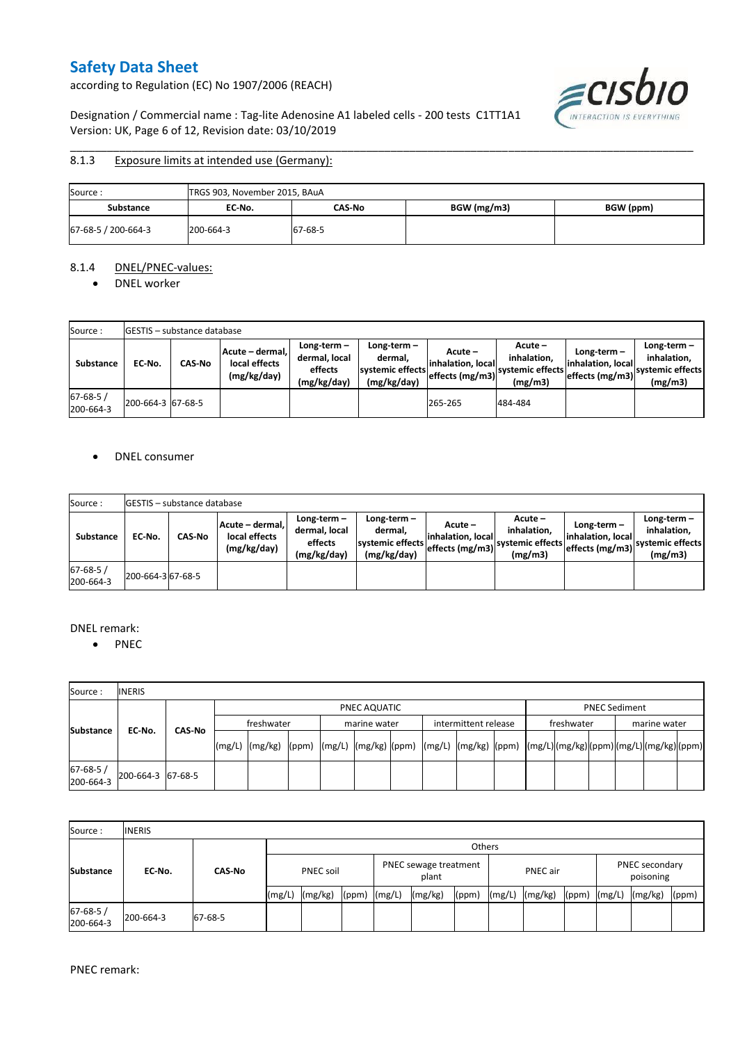### 8.1.3 Exposure limits at intended use (Germany):

| Source : | TRGS 903, November 2015, BAuA | | | |
|---|---|---|---|---|
| **Substance** | **EC-No.** | **CAS-No** | **BGW (mg/m3)** | **BGW (ppm)** |
| 67-68-5 / 200-664-3 | 200-664-3 | 67-68-5 | | |

### 8.1.4 DNEL/PNEC-values:

- DNEL worker

| Source : | GESTIS – substance database | | | | | | | | |
|---|---|---|---|---|---|---|---|---|---|
| **Substance** | **EC-No.** | **CAS-No** | **Acute – dermal, local effects (mg/kg/day)** | **Long-term – dermal, local effects (mg/kg/day)** | **Long-term – dermal, systemic effects (mg/kg/day)** | **Acute – inhalation, local effects (mg/m3)** | **Acute – inhalation, systemic effects (mg/m3)** | **Long-term – inhalation, local effects (mg/m3)** | **Long-term – inhalation, systemic effects (mg/m3)** |
| 67-68-5 / 200-664-3 | 200-664-3 | 67-68-5 | | | | 265-265 | 484-484 | | |

- DNEL consumer

| Source : | GESTIS – substance database | | | | | | | | |
|---|---|---|---|---|---|---|---|---|---|
| **Substance** | **EC-No.** | **CAS-No** | **Acute – dermal, local effects (mg/kg/day)** | **Long-term – dermal, local effects (mg/kg/day)** | **Long-term – dermal, systemic effects (mg/kg/day)** | **Acute – inhalation, local effects (mg/m3)** | **Acute – inhalation, systemic effects (mg/m3)** | **Long-term – inhalation, local effects (mg/m3)** | **Long-term – inhalation, systemic effects (mg/m3)** |
| 67-68-5 / 200-664-3 | 200-664-3 | 67-68-5 | | | | | | | |

DNEL remark:

- PNEC

| Source : | INERIS | | | | | | | | | | | | | | | | | |
|---|---|---|---|---|---|---|---|---|---|---|---|---|---|---|---|---|---|---|
| **Substance** | **EC-No.** | **CAS-No** | PNEC AQUATIC | | | | | | | | | PNEC Sediment | | | | | |
| | | | freshwater | | | marine water | | | intermittent release | | | freshwater | | | marine water | | |
| | | | (mg/L) | (mg/kg) | (ppm) | (mg/L) | (mg/kg) | (ppm) | (mg/L) | (mg/kg) | (ppm) | (mg/L) | (mg/kg) | (ppm) | (mg/L) | (mg/kg) | (ppm) |
| 67-68-5 / 200-664-3 | 200-664-3 | 67-68-5 | | | | | | | | | | | | | | | |

| Source : | INERIS | | | | | | | | | | | | | |
|---|---|---|---|---|---|---|---|---|---|---|---|---|---|---|
| **Substance** | **EC-No.** | **CAS-No** | Others | | | | | | | | | | | |
| | | | PNEC soil | | | PNEC sewage treatment plant | | | PNEC air | | | PNEC secondary poisoning | | |
| | | | (mg/L) | (mg/kg) | (ppm) | (mg/L) | (mg/kg) | (ppm) | (mg/L) | (mg/kg) | (ppm) | (mg/L) | (mg/kg) | (ppm) |
| 67-68-5 / 200-664-3 | 200-664-3 | 67-68-5 | | | | | | | | | | | | |

PNEC remark: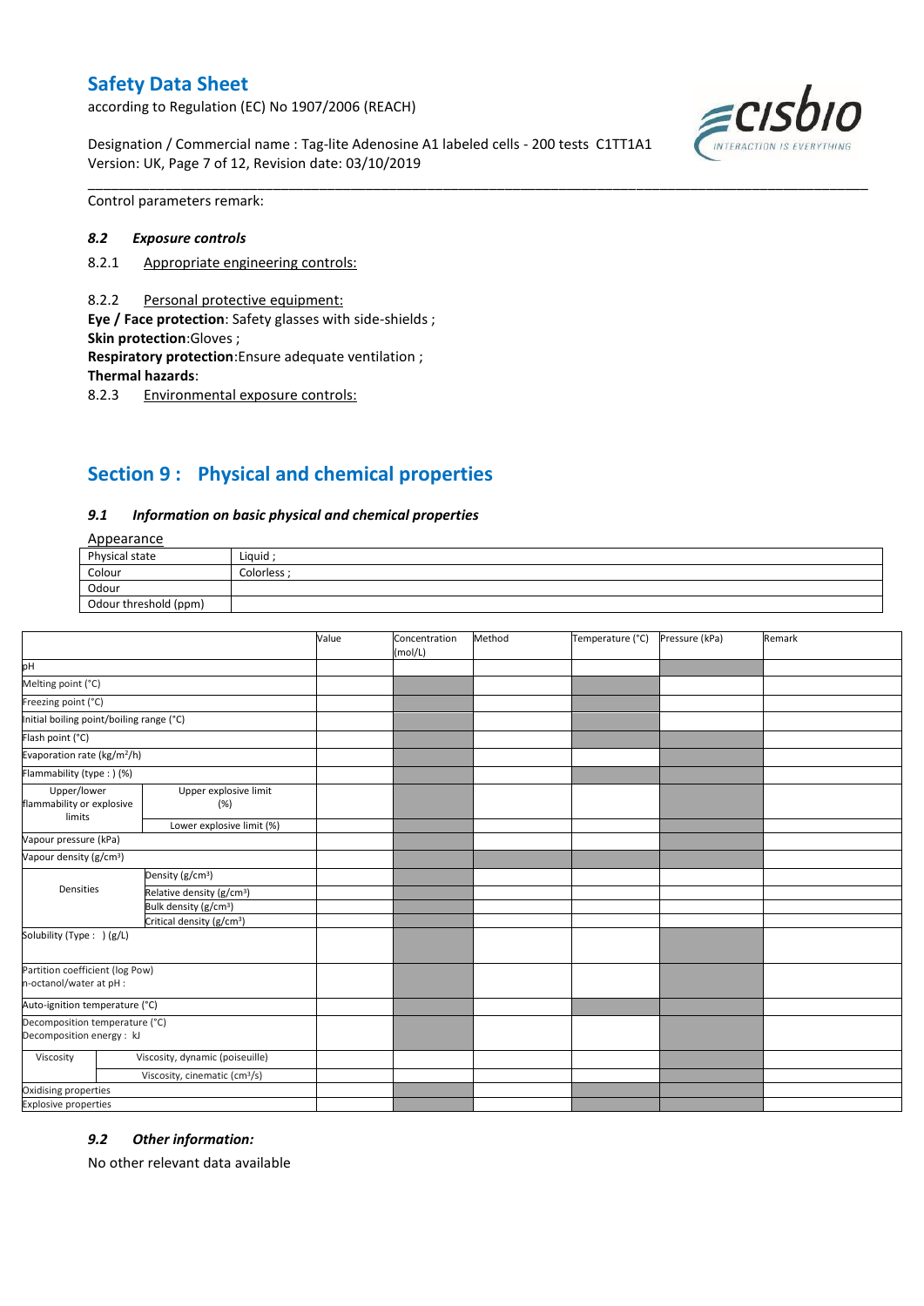Control parameters remark:

### *8.2 Exposure controls*

8.2.1 Appropriate engineering controls:

8.2.2 Personal protective equipment:

**Eye / Face protection**: Safety glasses with side-shields ;
**Skin protection**:Gloves ;
**Respiratory protection**:Ensure adequate ventilation ;
**Thermal hazards**:

8.2.3 Environmental exposure controls:

## Section 9 : Physical and chemical properties

### *9.1 Information on basic physical and chemical properties*

Appearance

| Physical state | Liquid ; |
|---|---|
| Colour | Colorless ; |
| Odour | |
| Odour threshold (ppm) | |

| | | Value | Concentration (mol/L) | Method | Temperature (°C) | Pressure (kPa) | Remark |
|---|---|---|---|---|---|---|---|
| pH | | | | | | | |
| Melting point (°C) | | | | | | | |
| Freezing point (°C) | | | | | | | |
| Initial boiling point/boiling range (°C) | | | | | | | |
| Flash point (°C) | | | | | | | |
| Evaporation rate (kg/m²/h) | | | | | | | |
| Flammability (type : ) (%) | | | | | | | |
| Upper/lower flammability or explosive limits | Upper explosive limit (%) | | | | | | |
| | Lower explosive limit (%) | | | | | | |
| Vapour pressure (kPa) | | | | | | | |
| Vapour density (g/cm³) | | | | | | | |
| Densities | Density (g/cm³) | | | | | | |
| | Relative density (g/cm³) | | | | | | |
| | Bulk density (g/cm³) | | | | | | |
| | Critical density (g/cm³) | | | | | | |
| Solubility (Type : ) (g/L) | | | | | | | |
| Partition coefficient (log Pow) n-octanol/water at pH : | | | | | | | |
| Auto-ignition temperature (°C) | | | | | | | |
| Decomposition temperature (°C) Decomposition energy : kJ | | | | | | | |
| Viscosity | Viscosity, dynamic (poiseuille) | | | | | | |
| | Viscosity, cinematic (cm³/s) | | | | | | |
| Oxidising properties | | | | | | | |
| Explosive properties | | | | | | | |

### *9.2 Other information:*

No other relevant data available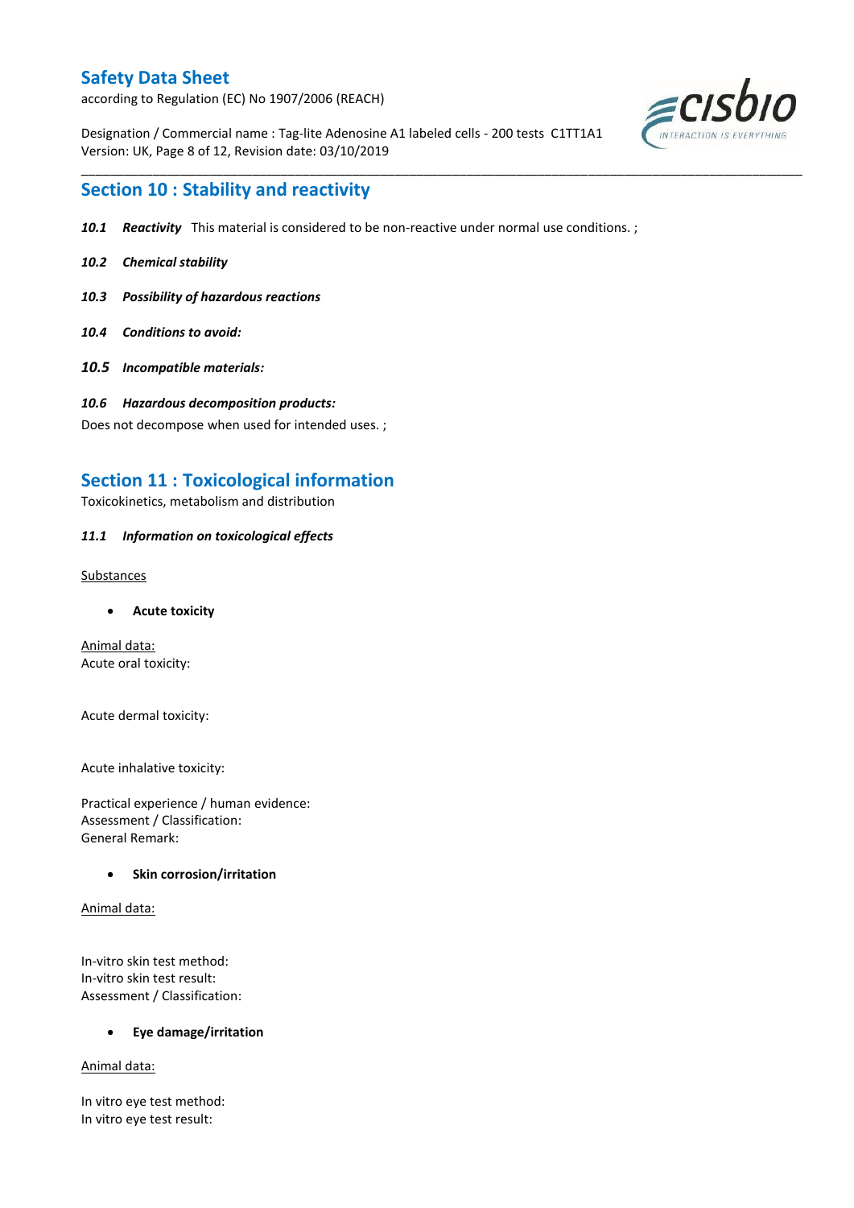## Section 10 : Stability and reactivity

***10.1 Reactivity*** This material is considered to be non-reactive under normal use conditions. ;

***10.2 Chemical stability***

***10.3 Possibility of hazardous reactions***

***10.4 Conditions to avoid:***

***10.5 Incompatible materials:***

***10.6 Hazardous decomposition products:***

Does not decompose when used for intended uses. ;

## Section 11 : Toxicological information

Toxicokinetics, metabolism and distribution

***11.1 Information on toxicological effects***

Substances

- **Acute toxicity**

Animal data:
Acute oral toxicity:

Acute dermal toxicity:

Acute inhalative toxicity:

Practical experience / human evidence:
Assessment / Classification:
General Remark:

- **Skin corrosion/irritation**

Animal data:

In-vitro skin test method:
In-vitro skin test result:
Assessment / Classification:

- **Eye damage/irritation**

Animal data:

In vitro eye test method:
In vitro eye test result: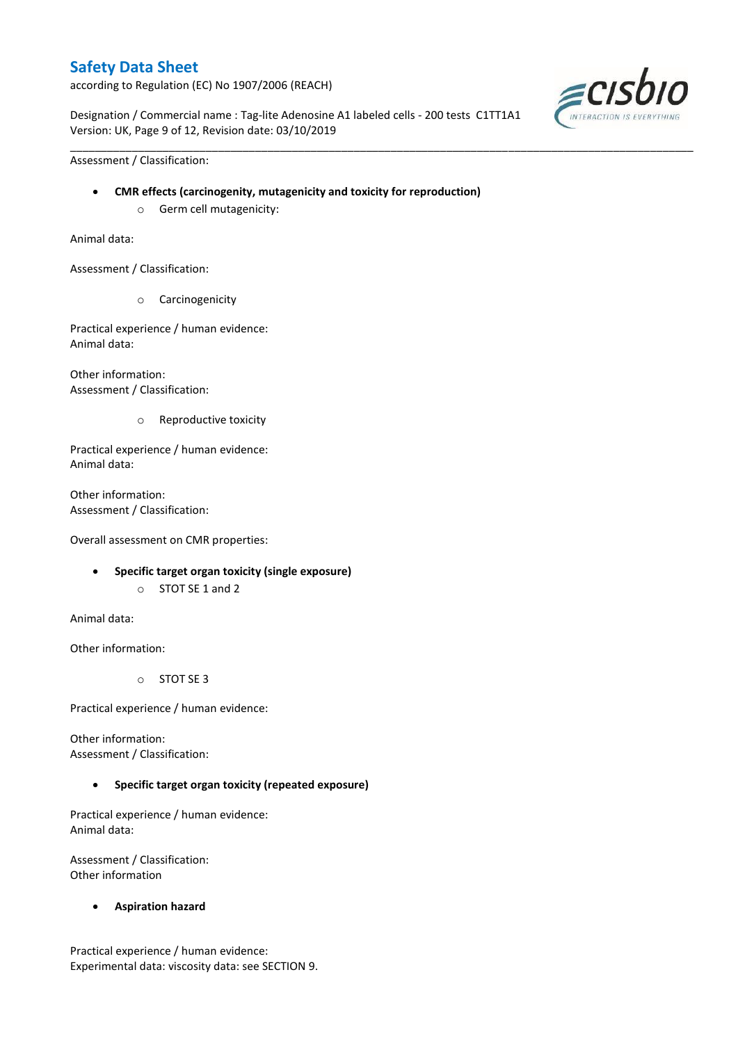Assessment / Classification:

- **CMR effects (carcinogenity, mutagenicity and toxicity for reproduction)**
    - Germ cell mutagenicity:

Animal data:

Assessment / Classification:

- 
    - Carcinogenicity

Practical experience / human evidence:
Animal data:

Other information:
Assessment / Classification:

- 
    - Reproductive toxicity

Practical experience / human evidence:
Animal data:

Other information:
Assessment / Classification:

Overall assessment on CMR properties:

- **Specific target organ toxicity (single exposure)**
    - STOT SE 1 and 2

Animal data:

Other information:

- 
    - STOT SE 3

Practical experience / human evidence:

Other information:
Assessment / Classification:

- **Specific target organ toxicity (repeated exposure)**

Practical experience / human evidence:
Animal data:

Assessment / Classification:
Other information

- **Aspiration hazard**

Practical experience / human evidence:
Experimental data: viscosity data: see SECTION 9.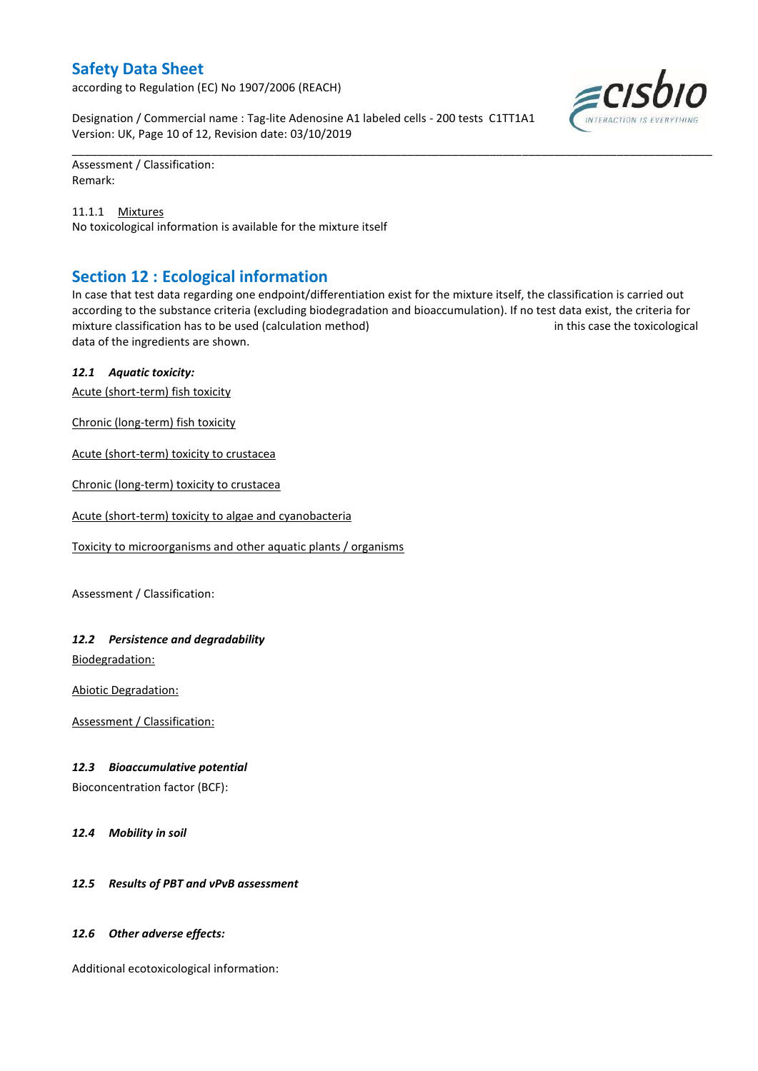Assessment / Classification:
Remark:

11.1.1 Mixtures
No toxicological information is available for the mixture itself

## Section 12 : Ecological information

In case that test data regarding one endpoint/differentiation exist for the mixture itself, the classification is carried out according to the substance criteria (excluding biodegradation and bioaccumulation). If no test data exist, the criteria for mixture classification has to be used (calculation method) in this case the toxicological data of the ingredients are shown.

### *12.1 Aquatic toxicity:*

Acute (short-term) fish toxicity

Chronic (long-term) fish toxicity

Acute (short-term) toxicity to crustacea

Chronic (long-term) toxicity to crustacea

Acute (short-term) toxicity to algae and cyanobacteria

Toxicity to microorganisms and other aquatic plants / organisms

Assessment / Classification:

### *12.2 Persistence and degradability*

Biodegradation:

Abiotic Degradation:

Assessment / Classification:

### *12.3 Bioaccumulative potential*

Bioconcentration factor (BCF):

### *12.4 Mobility in soil*

### *12.5 Results of PBT and vPvB assessment*

### *12.6 Other adverse effects:*

Additional ecotoxicological information: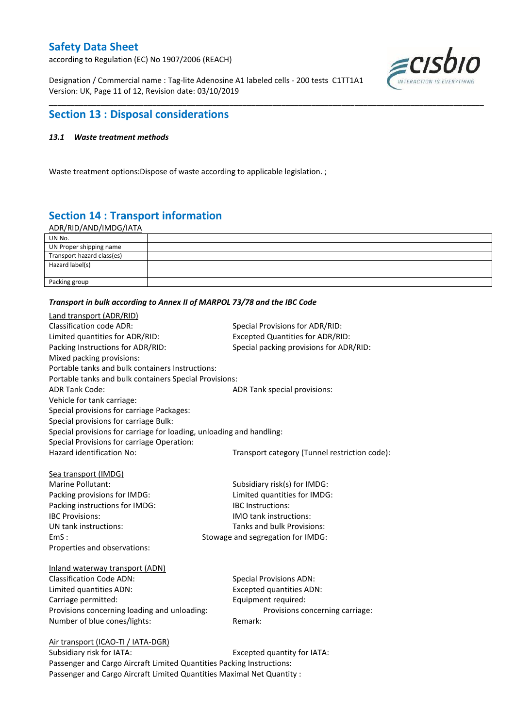## Section 13 : Disposal considerations

### *13.1 Waste treatment methods*

Waste treatment options:Dispose of waste according to applicable legislation. ;

## Section 14 : Transport information

ADR/RID/AND/IMDG/IATA

| UN No. | |
|---|---|
| UN Proper shipping name | |
| Transport hazard class(es) | |
| Hazard label(s) | |
| Packing group | |

***Transport in bulk according to Annex II of MARPOL 73/78 and the IBC Code***

Land transport (ADR/RID)

Classification code ADR:

Special Provisions for ADR/RID:

Limited quantities for ADR/RID:

Excepted Quantities for ADR/RID:

Packing Instructions for ADR/RID:

Special packing provisions for ADR/RID:

Mixed packing provisions:

Portable tanks and bulk containers Instructions:

Portable tanks and bulk containers Special Provisions:

ADR Tank Code:

ADR Tank special provisions:

Vehicle for tank carriage:

Special provisions for carriage Packages:

Special provisions for carriage Bulk:

Special provisions for carriage for loading, unloading and handling:

Special Provisions for carriage Operation:

Hazard identification No:

Transport category (Tunnel restriction code):

Sea transport (IMDG)

Marine Pollutant:

Subsidiary risk(s) for IMDG:

Packing provisions for IMDG:

Limited quantities for IMDG:

Packing instructions for IMDG:

IBC Instructions:

IBC Provisions:

IMO tank instructions:

UN tank instructions:

Tanks and bulk Provisions:

EmS :

Stowage and segregation for IMDG:

Properties and observations:

Inland waterway transport (ADN)

Classification Code ADN:

Special Provisions ADN:

Limited quantities ADN:

Excepted quantities ADN:

Carriage permitted:

Equipment required:

Provisions concerning loading and unloading:

Provisions concerning carriage:

Number of blue cones/lights:

Remark:

Air transport (ICAO-TI / IATA-DGR)

Subsidiary risk for IATA:

Excepted quantity for IATA:

Passenger and Cargo Aircraft Limited Quantities Packing Instructions:

Passenger and Cargo Aircraft Limited Quantities Maximal Net Quantity :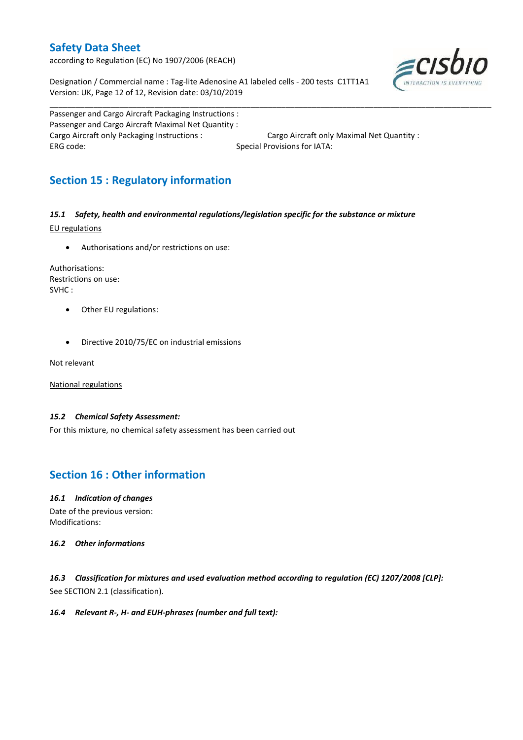Passenger and Cargo Aircraft Packaging Instructions :
Passenger and Cargo Aircraft Maximal Net Quantity :
Cargo Aircraft only Packaging Instructions : Cargo Aircraft only Maximal Net Quantity :
ERG code: Special Provisions for IATA:

## Section 15 : Regulatory information

### *15.1 Safety, health and environmental regulations/legislation specific for the substance or mixture*

EU regulations

- Authorisations and/or restrictions on use:

Authorisations:
Restrictions on use:
SVHC :

- Other EU regulations:

- Directive 2010/75/EC on industrial emissions

Not relevant

National regulations

### *15.2 Chemical Safety Assessment:*

For this mixture, no chemical safety assessment has been carried out

## Section 16 : Other information

### *16.1 Indication of changes*

Date of the previous version:
Modifications:

### *16.2 Other informations*

### *16.3 Classification for mixtures and used evaluation method according to regulation (EC) 1207/2008 [CLP]:*

See SECTION 2.1 (classification).

### *16.4 Relevant R-, H- and EUH-phrases (number and full text):*